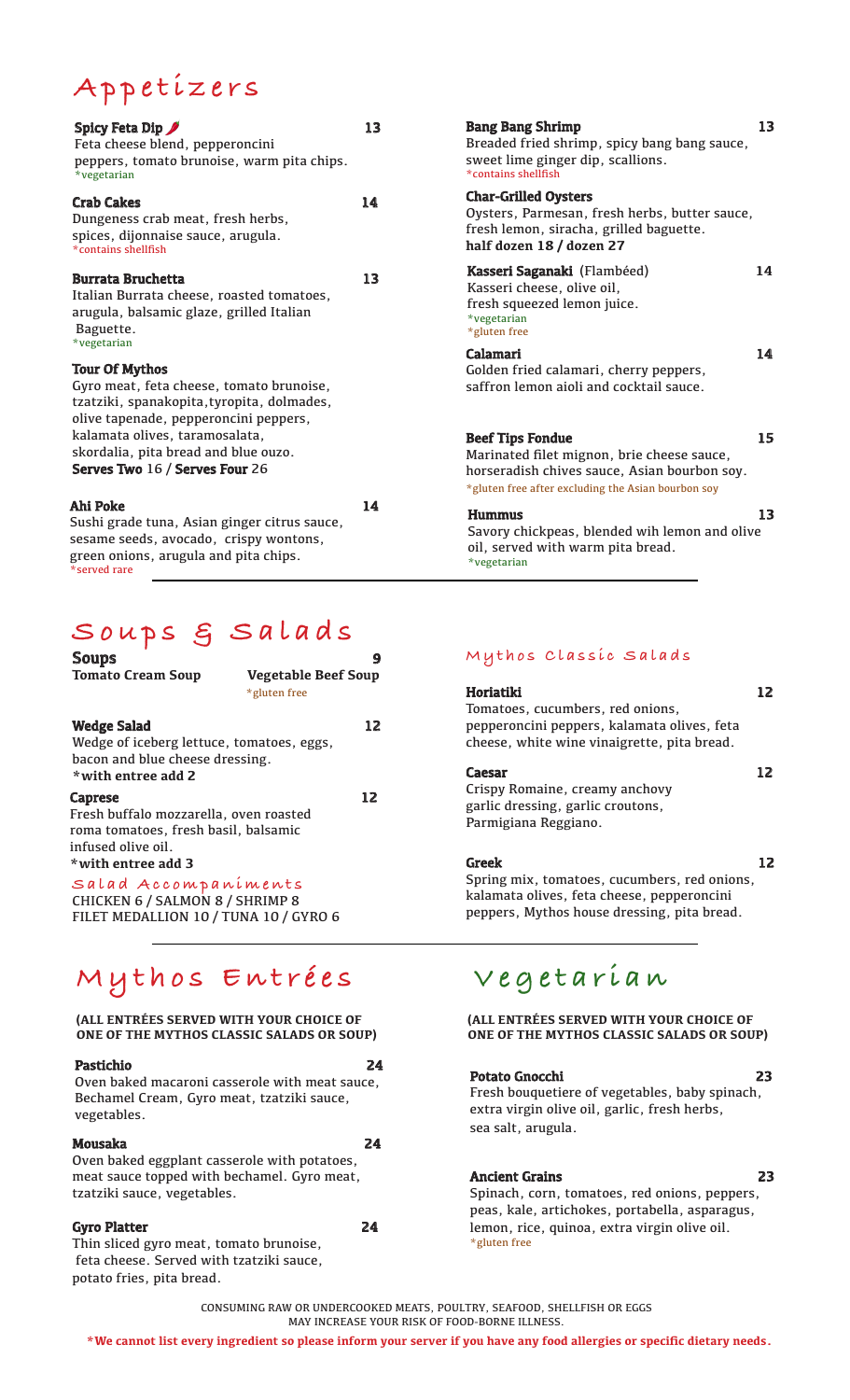# Appetizers

**Spicy Feta Dip** 🌶 — **13**
Feta cheese blend, pepperoncini peppers, tomato brunoise, warm pita chips.
*vegetarian

**Crab Cakes** — **14**
Dungeness crab meat, fresh herbs, spices, dijonnaise sauce, arugula.
*contains shellfish

**Burrata Bruchetta** — **13**
Italian Burrata cheese, roasted tomatoes, arugula, balsamic glaze, grilled Italian Baguette.
*vegetarian

**Tour Of Mythos**
Gyro meat, feta cheese, tomato brunoise, tzatziki, spanakopita,tyropita, dolmades, olive tapenade, pepperoncini peppers, kalamata olives, taramosalata, skordalia, pita bread and blue ouzo.
**Serves Two** 16 / **Serves Four** 26

**Ahi Poke** — **14**
Sushi grade tuna, Asian ginger citrus sauce, sesame seeds, avocado, crispy wontons, green onions, arugula and pita chips.
*served rare

**Bang Bang Shrimp** — **13**
Breaded fried shrimp, spicy bang bang sauce, sweet lime ginger dip, scallions.
*contains shellfish

**Char-Grilled Oysters**
Oysters, Parmesan, fresh herbs, butter sauce, fresh lemon, siracha, grilled baguette.
**half dozen 18 / dozen 27**

**Kasseri Saganaki** (Flambéed) — **14**
Kasseri cheese, olive oil, fresh squeezed lemon juice.
*vegetarian
*gluten free

**Calamari** — **14**
Golden fried calamari, cherry peppers, saffron lemon aioli and cocktail sauce.

**Beef Tips Fondue** — **15**
Marinated filet mignon, brie cheese sauce, horseradish chives sauce, Asian bourbon soy.
*gluten free after excluding the Asian bourbon soy

**Hummus** — **13**
Savory chickpeas, blended wih lemon and olive oil, served with warm pita bread.
*vegetarian

# Soups & Salads

**Soups** — **9**
**Tomato Cream Soup**
**Vegetable Beef Soup**
*gluten free

**Wedge Salad** — **12**
Wedge of iceberg lettuce, tomatoes, eggs, bacon and blue cheese dressing.
**\*with entree add 2**

**Caprese** — **12**
Fresh buffalo mozzarella, oven roasted roma tomatoes, fresh basil, balsamic infused olive oil.
**\*with entree add 3**

### Salad Accompaniments

CHICKEN 6 / SALMON 8 / SHRIMP 8
FILET MEDALLION 10 / TUNA 10 / GYRO 6

## Mythos Classic Salads

**Horiatiki** — **12**
Tomatoes, cucumbers, red onions, pepperoncini peppers, kalamata olives, feta cheese, white wine vinaigrette, pita bread.

**Caesar** — **12**
Crispy Romaine, creamy anchovy garlic dressing, garlic croutons, Parmigiana Reggiano.

**Greek** — **12**
Spring mix, tomatoes, cucumbers, red onions, kalamata olives, feta cheese, pepperoncini peppers, Mythos house dressing, pita bread.

# Mythos Entrées

**(ALL ENTRÉES SERVED WITH YOUR CHOICE OF ONE OF THE MYTHOS CLASSIC SALADS OR SOUP)**

**Pastichio** — **24**
Oven baked macaroni casserole with meat sauce, Bechamel Cream, Gyro meat, tzatziki sauce, vegetables.

**Mousaka** — **24**
Oven baked eggplant casserole with potatoes, meat sauce topped with bechamel. Gyro meat, tzatziki sauce, vegetables.

**Gyro Platter** — **24**
Thin sliced gyro meat, tomato brunoise, feta cheese. Served with tzatziki sauce, potato fries, pita bread.

# Vegetarian

**(ALL ENTRÉES SERVED WITH YOUR CHOICE OF ONE OF THE MYTHOS CLASSIC SALADS OR SOUP)**

**Potato Gnocchi** — **23**
Fresh bouquetiere of vegetables, baby spinach, extra virgin olive oil, garlic, fresh herbs, sea salt, arugula.

**Ancient Grains** — **23**
Spinach, corn, tomatoes, red onions, peppers, peas, kale, artichokes, portabella, asparagus, lemon, rice, quinoa, extra virgin olive oil.
*gluten free

CONSUMING RAW OR UNDERCOOKED MEATS, POULTRY, SEAFOOD, SHELLFISH OR EGGS MAY INCREASE YOUR RISK OF FOOD-BORNE ILLNESS.

**\*We cannot list every ingredient so please inform your server if you have any food allergies or specific dietary needs.**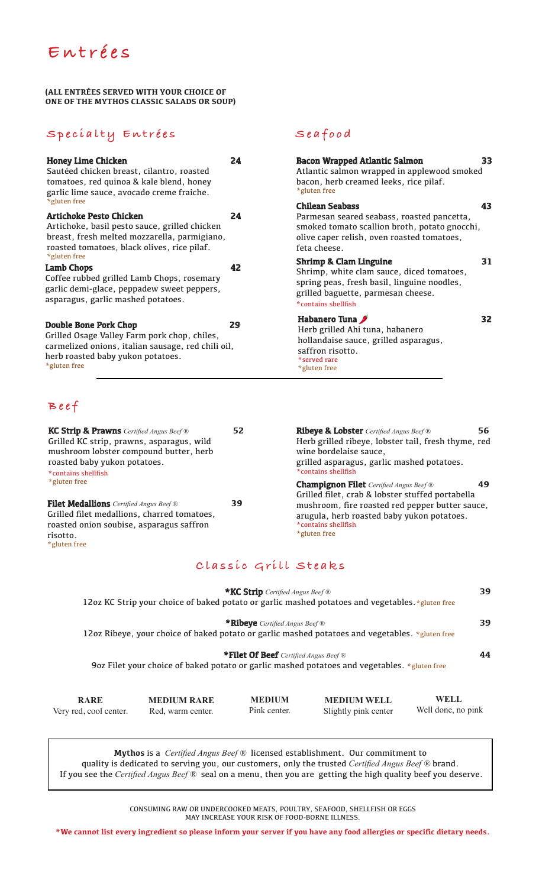# Entrées

**(ALL ENTRÉES SERVED WITH YOUR CHOICE OF ONE OF THE MYTHOS CLASSIC SALADS OR SOUP)**

## Specialty Entrées

**Honey Lime Chicken** 24
Sautéed chicken breast, cilantro, roasted tomatoes, red quinoa & kale blend, honey garlic lime sauce, avocado creme fraiche.
*gluten free

**Artichoke Pesto Chicken** 24
Artichoke, basil pesto sauce, grilled chicken breast, fresh melted mozzarella, parmigiano, roasted tomatoes, black olives, rice pilaf.
*gluten free

**Lamb Chops** 42
Coffee rubbed grilled Lamb Chops, rosemary garlic demi-glace, peppadew sweet peppers, asparagus, garlic mashed potatoes.

**Double Bone Pork Chop** 29
Grilled Osage Valley Farm pork chop, chiles, carmelized onions, italian sausage, red chili oil, herb roasted baby yukon potatoes.
*gluten free

## Seafood

**Bacon Wrapped Atlantic Salmon** 33
Atlantic salmon wrapped in applewood smoked bacon, herb creamed leeks, rice pilaf.
*gluten free

**Chilean Seabass** 43
Parmesan seared seabass, roasted pancetta, smoked tomato scallion broth, potato gnocchi, olive caper relish, oven roasted tomatoes, feta cheese.

**Shrimp & Clam Linguine** 31
Shrimp, white clam sauce, diced tomatoes, spring peas, fresh basil, linguine noodles, grilled baguette, parmesan cheese.
*contains shellfish

**Habanero Tuna** 32
Herb grilled Ahi tuna, habanero hollandaise sauce, grilled asparagus, saffron risotto.
*served rare
*gluten free

## Beef

**KC Strip & Prawns** *Certified Angus Beef ®* 52
Grilled KC strip, prawns, asparagus, wild mushroom lobster compound butter, herb roasted baby yukon potatoes.
*contains shellfish
*gluten free

**Filet Medallions** *Certified Angus Beef ®* 39
Grilled filet medallions, charred tomatoes, roasted onion soubise, asparagus saffron risotto.
*gluten free

**Ribeye & Lobster** *Certified Angus Beef ®* 56
Herb grilled ribeye, lobster tail, fresh thyme, red wine bordelaise sauce, grilled asparagus, garlic mashed potatoes.
*contains shellfish

**Champignon Filet** *Certified Angus Beef ®* 49
Grilled filet, crab & lobster stuffed portabella mushroom, fire roasted red pepper butter sauce, arugula, herb roasted baby yukon potatoes.
*contains shellfish
*gluten free

## Classic Grill Steaks

***KC Strip** *Certified Angus Beef ®* 39
12oz KC Strip your choice of baked potato or garlic mashed potatoes and vegetables. *gluten free

***Ribeye** *Certified Angus Beef ®* 39
12oz Ribeye, your choice of baked potato or garlic mashed potatoes and vegetables. *gluten free

***Filet Of Beef** *Certified Angus Beef ®* 44
9oz Filet your choice of baked potato or garlic mashed potatoes and vegetables. *gluten free

| RARE | MEDIUM RARE | MEDIUM | MEDIUM WELL | WELL |
|---|---|---|---|---|
| Very red, cool center. | Red, warm center. | Pink center. | Slightly pink center | Well done, no pink |

**Mythos** is a *Certified Angus Beef ®* licensed establishment. Our commitment to quality is dedicated to serving you, our customers, only the trusted *Certified Angus Beef ®* brand. If you see the *Certified Angus Beef ®* seal on a menu, then you are getting the high quality beef you deserve.

CONSUMING RAW OR UNDERCOOKED MEATS, POULTRY, SEAFOOD, SHELLFISH OR EGGS MAY INCREASE YOUR RISK OF FOOD-BORNE ILLNESS.

**\*We cannot list every ingredient so please inform your server if you have any food allergies or specific dietary needs.**